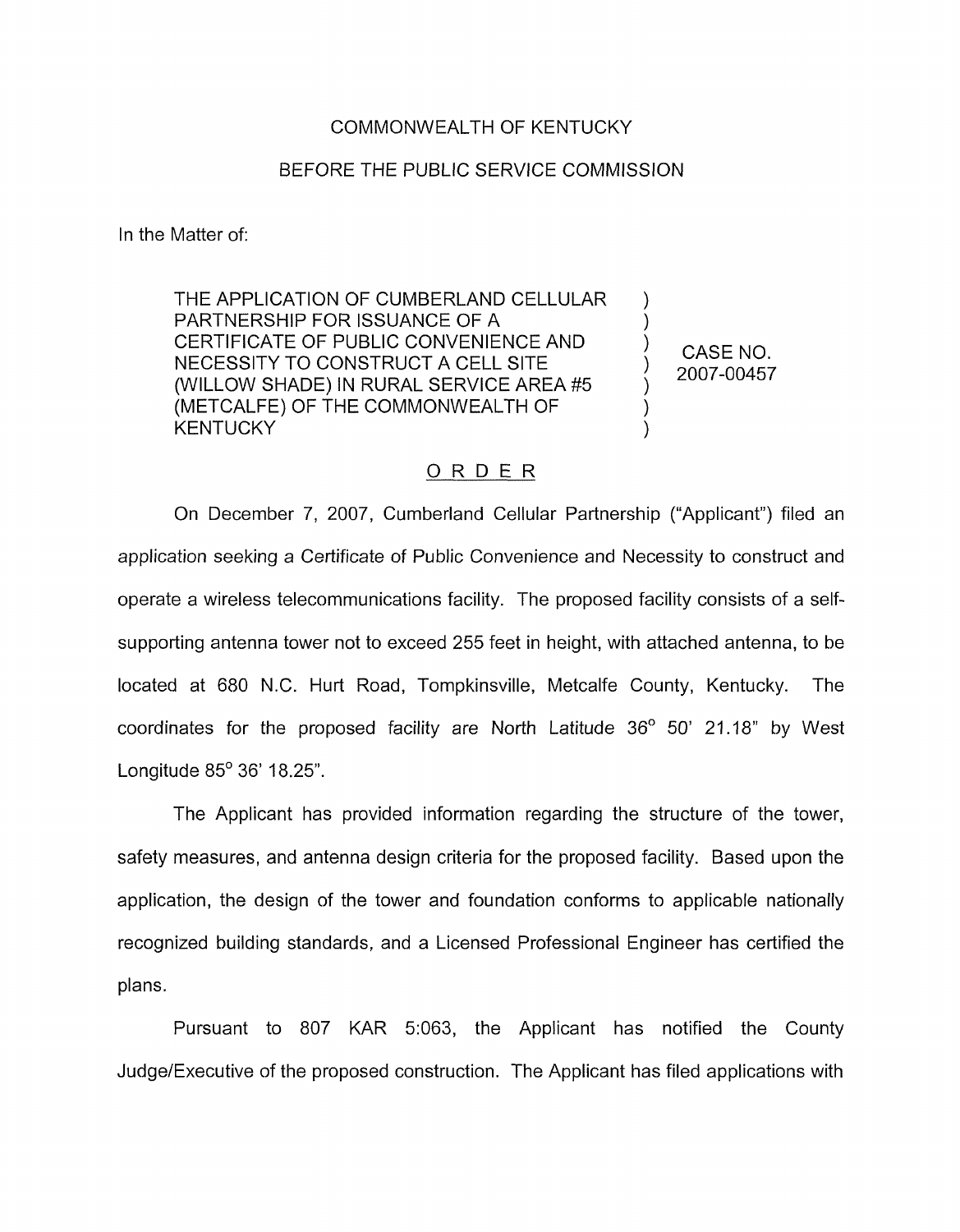COMMONWEALTH OF KENTUCKY

BEFORE THE PUBLIC SERVICE COMMISSION

In the Matter of:

THE APPLICATION OF CUMBERLAND CELLULAR PARTNERSHIP FOR ISSUANCE OF A CERTIFICATE OF PUBLIC CONVENIENCE AND NECESSITY TO CONSTRUCT A CELL SITE (WILLOW SHADE) IN RURAL SERVICE AREA #5 (METCALFE) OF THE COMMONWEALTH OF KENTUCKY ) ) ) ) ) ) )

CASE NO. 2007-00457

## ORDER

On December 7, 2007, Cumberland Cellular Partnership ("Applicant") filed an application seeking a Certificate of Public Convenience and Necessity to construct and operate a wireless telecommunications facility. The proposed facility consists of a self-supporting antenna tower not to exceed 255 feet in height, with attached antenna, to be located at 680 N.C. Hurt Road, Tompkinsville, Metcalfe County, Kentucky. The coordinates for the proposed facility are North Latitude 36° 50' 21.18" by West Longitude 85° 36' 18.25".

The Applicant has provided information regarding the structure of the tower, safety measures, and antenna design criteria for the proposed facility. Based upon the application, the design of the tower and foundation conforms to applicable nationally recognized building standards, and a Licensed Professional Engineer has certified the plans.

Pursuant to 807 KAR 5:063, the Applicant has notified the County Judge/Executive of the proposed construction. The Applicant has filed applications with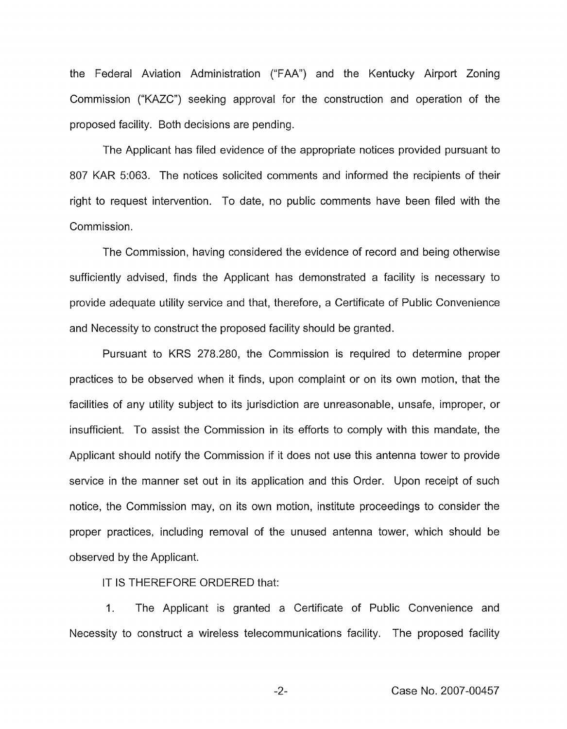the Federal Aviation Administration ("FAA") and the Kentucky Airport Zoning Commission ("KAZC") seeking approval for the construction and operation of the proposed facility. Both decisions are pending.

The Applicant has filed evidence of the appropriate notices provided pursuant to 807 KAR 5:063. The notices solicited comments and informed the recipients of their right to request intervention. To date, no public comments have been filed with the Commission.

The Commission, having considered the evidence of record and being otherwise sufficiently advised, finds the Applicant has demonstrated a facility is necessary to provide adequate utility service and that, therefore, a Certificate of Public Convenience and Necessity to construct the proposed facility should be granted.

Pursuant to KRS 278.280, the Commission is required to determine proper practices to be observed when it finds, upon complaint or on its own motion, that the facilities of any utility subject to its jurisdiction are unreasonable, unsafe, improper, or insufficient. To assist the Commission in its efforts to comply with this mandate, the Applicant should notify the Commission if it does not use this antenna tower to provide service in the manner set out in its application and this Order. Upon receipt of such notice, the Commission may, on its own motion, institute proceedings to consider the proper practices, including removal of the unused antenna tower, which should be observed by the Applicant.

IT IS THEREFORE ORDERED that:

1. The Applicant is granted a Certificate of Public Convenience and Necessity to construct a wireless telecommunications facility. The proposed facility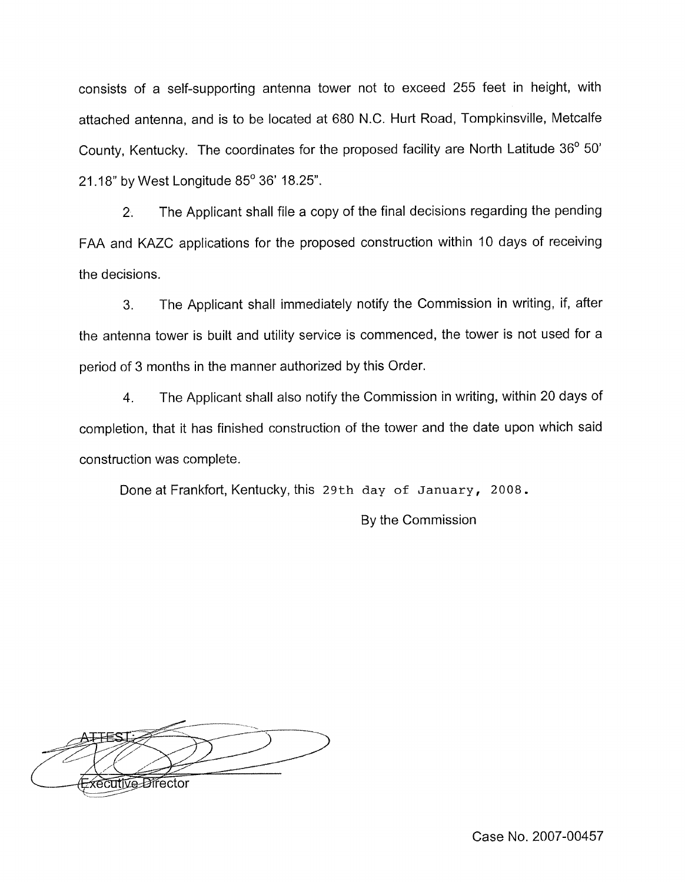consists of a self-supporting antenna tower not to exceed 255 feet in height, with attached antenna, and is to be located at 680 N.C. Hurt Road, Tompkinsville, Metcalfe County, Kentucky. The coordinates for the proposed facility are North Latitude 36° 50' 21.18" by West Longitude 85° 36' 18.25".

2. The Applicant shall file a copy of the final decisions regarding the pending FAA and KAZC applications for the proposed construction within 10 days of receiving the decisions.

3. The Applicant shall immediately notify the Commission in writing, if, after the antenna tower is built and utility service is commenced, the tower is not used for a period of 3 months in the manner authorized by this Order.

4. The Applicant shall also notify the Commission in writing, within 20 days of completion, that it has finished construction of the tower and the date upon which said construction was complete.

Done at Frankfort, Kentucky, this 29th day of January, 2008.

By the Commission

ATTEST:

Executive Director

Case No. 2007-00457